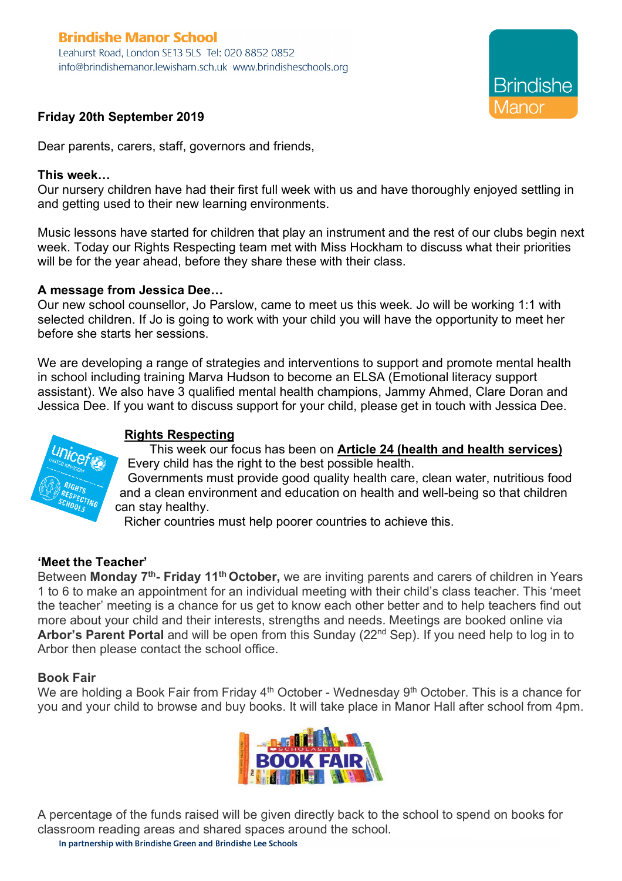**Brindishe Manor School**
Leahurst Road, London SE13 5LS Tel: 020 8852 0852
info@brindishemanor.lewisham.sch.uk www.brindisheschools.org

**Friday 20th September 2019**

Dear parents, carers, staff, governors and friends,

**This week…**
Our nursery children have had their first full week with us and have thoroughly enjoyed settling in and getting used to their new learning environments.

Music lessons have started for children that play an instrument and the rest of our clubs begin next week. Today our Rights Respecting team met with Miss Hockham to discuss what their priorities will be for the year ahead, before they share these with their class.

**A message from Jessica Dee…**
Our new school counsellor, Jo Parslow, came to meet us this week. Jo will be working 1:1 with selected children. If Jo is going to work with your child you will have the opportunity to meet her before she starts her sessions.

We are developing a range of strategies and interventions to support and promote mental health in school including training Marva Hudson to become an ELSA (Emotional literacy support assistant). We also have 3 qualified mental health champions, Jammy Ahmed, Clare Doran and Jessica Dee. If you want to discuss support for your child, please get in touch with Jessica Dee.

**Rights Respecting**

This week our focus has been on **Article 24 (health and health services)**
Every child has the right to the best possible health.
Governments must provide good quality health care, clean water, nutritious food and a clean environment and education on health and well-being so that children can stay healthy.
Richer countries must help poorer countries to achieve this.

**'Meet the Teacher'**
Between **Monday 7th- Friday 11th October,** we are inviting parents and carers of children in Years 1 to 6 to make an appointment for an individual meeting with their child's class teacher. This 'meet the teacher' meeting is a chance for us get to know each other better and to help teachers find out more about your child and their interests, strengths and needs. Meetings are booked online via **Arbor's Parent Portal** and will be open from this Sunday (22nd Sep). If you need help to log in to Arbor then please contact the school office.

**Book Fair**
We are holding a Book Fair from Friday 4th October - Wednesday 9th October. This is a chance for you and your child to browse and buy books. It will take place in Manor Hall after school from 4pm.

A percentage of the funds raised will be given directly back to the school to spend on books for classroom reading areas and shared spaces around the school.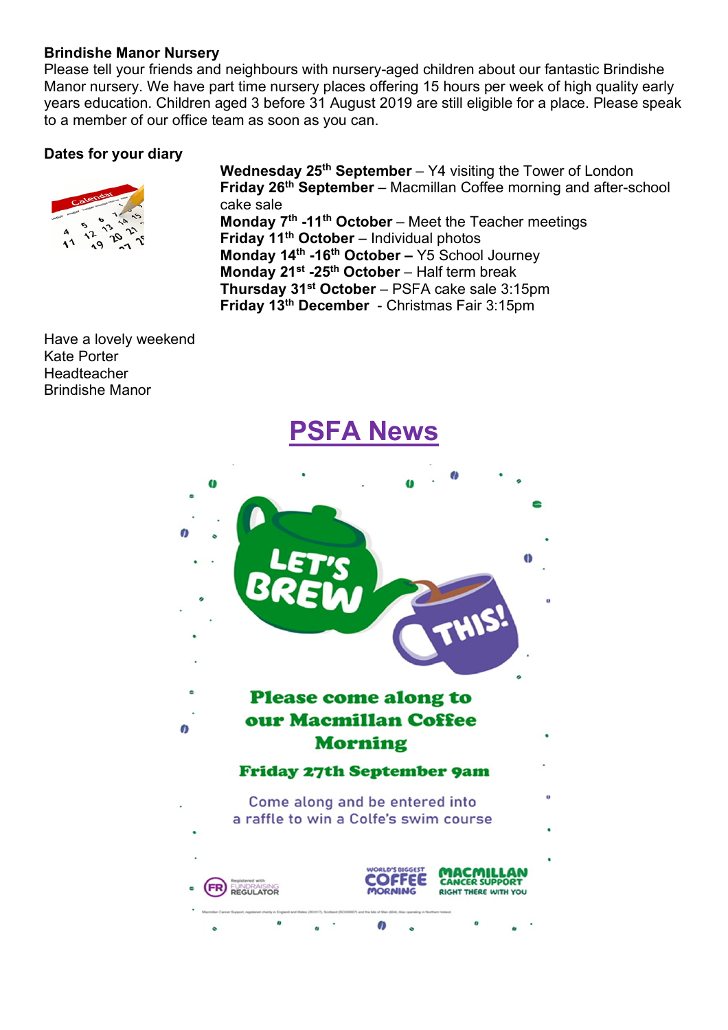**Brindishe Manor Nursery**

Please tell your friends and neighbours with nursery-aged children about our fantastic Brindishe Manor nursery. We have part time nursery places offering 15 hours per week of high quality early years education. Children aged 3 before 31 August 2019 are still eligible for a place. Please speak to a member of our office team as soon as you can.

**Dates for your diary**

**Wednesday 25th September** – Y4 visiting the Tower of London
**Friday 26th September** – Macmillan Coffee morning and after-school cake sale
**Monday 7th -11th October** – Meet the Teacher meetings
**Friday 11th October** – Individual photos
**Monday 14th -16th October –** Y5 School Journey
**Monday 21st -25th October** – Half term break
**Thursday 31st October** – PSFA cake sale 3:15pm
**Friday 13th December** - Christmas Fair 3:15pm

Have a lovely weekend
Kate Porter
Headteacher
Brindishe Manor

# PSFA News

LET'S BREW THIS!

**Please come along to our Macmillan Coffee Morning**

**Friday 27th September 9am**

Come along and be entered into a raffle to win a Colfe's swim course

FR Registered with FUNDRAISING REGULATOR

WORLD'S BIGGEST COFFEE MORNING

MACMILLAN CANCER SUPPORT RIGHT THERE WITH YOU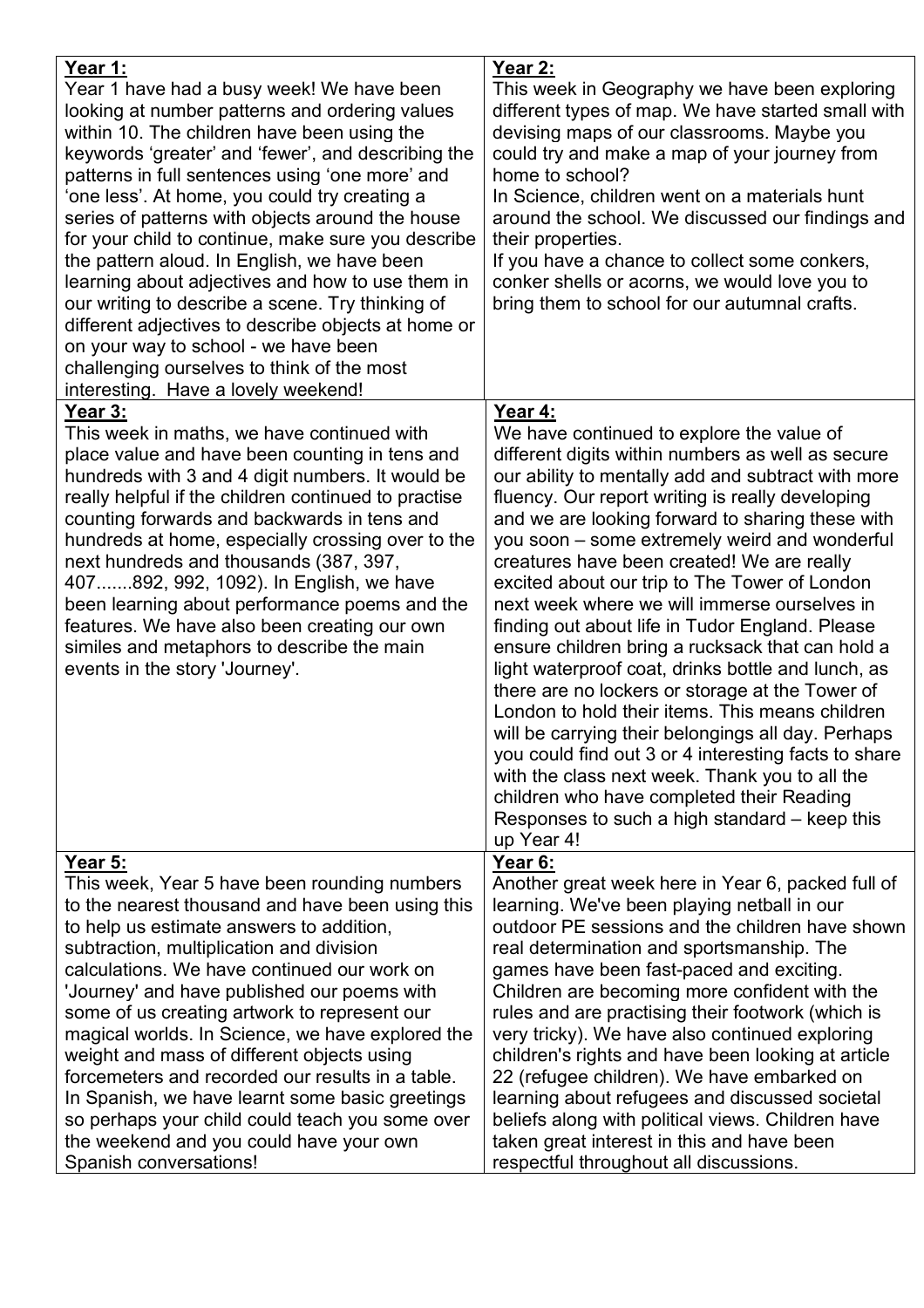**Year 1:**

Year 1 have had a busy week! We have been looking at number patterns and ordering values within 10. The children have been using the keywords 'greater' and 'fewer', and describing the patterns in full sentences using 'one more' and 'one less'. At home, you could try creating a series of patterns with objects around the house for your child to continue, make sure you describe the pattern aloud. In English, we have been learning about adjectives and how to use them in our writing to describe a scene. Try thinking of different adjectives to describe objects at home or on your way to school - we have been challenging ourselves to think of the most interesting. Have a lovely weekend!

**Year 2:**

This week in Geography we have been exploring different types of map. We have started small with devising maps of our classrooms. Maybe you could try and make a map of your journey from home to school?

In Science, children went on a materials hunt around the school. We discussed our findings and their properties.

If you have a chance to collect some conkers, conker shells or acorns, we would love you to bring them to school for our autumnal crafts.

**Year 3:**

This week in maths, we have continued with place value and have been counting in tens and hundreds with 3 and 4 digit numbers. It would be really helpful if the children continued to practise counting forwards and backwards in tens and hundreds at home, especially crossing over to the next hundreds and thousands (387, 397, 407.......892, 992, 1092). In English, we have been learning about performance poems and the features. We have also been creating our own similes and metaphors to describe the main events in the story 'Journey'.

**Year 4:**

We have continued to explore the value of different digits within numbers as well as secure our ability to mentally add and subtract with more fluency. Our report writing is really developing and we are looking forward to sharing these with you soon – some extremely weird and wonderful creatures have been created! We are really excited about our trip to The Tower of London next week where we will immerse ourselves in finding out about life in Tudor England. Please ensure children bring a rucksack that can hold a light waterproof coat, drinks bottle and lunch, as there are no lockers or storage at the Tower of London to hold their items. This means children will be carrying their belongings all day. Perhaps you could find out 3 or 4 interesting facts to share with the class next week. Thank you to all the children who have completed their Reading Responses to such a high standard – keep this up Year 4!

**Year 5:**

This week, Year 5 have been rounding numbers to the nearest thousand and have been using this to help us estimate answers to addition, subtraction, multiplication and division calculations. We have continued our work on 'Journey' and have published our poems with some of us creating artwork to represent our magical worlds. In Science, we have explored the weight and mass of different objects using forcemeters and recorded our results in a table. In Spanish, we have learnt some basic greetings so perhaps your child could teach you some over the weekend and you could have your own Spanish conversations!

**Year 6:**

Another great week here in Year 6, packed full of learning. We've been playing netball in our outdoor PE sessions and the children have shown real determination and sportsmanship. The games have been fast-paced and exciting. Children are becoming more confident with the rules and are practising their footwork (which is very tricky). We have also continued exploring children's rights and have been looking at article 22 (refugee children). We have embarked on learning about refugees and discussed societal beliefs along with political views. Children have taken great interest in this and have been respectful throughout all discussions.